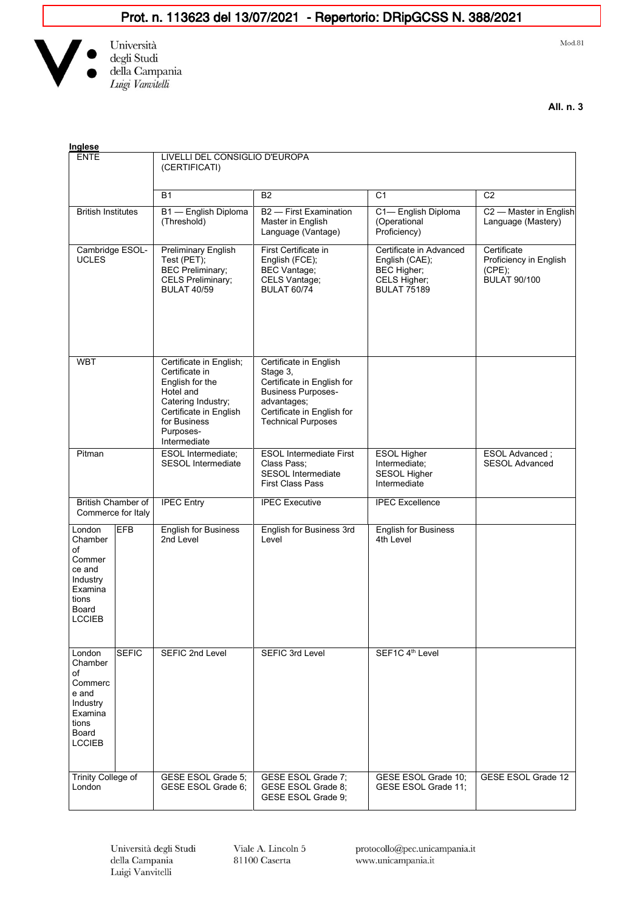Prot. n. 113623 del 13/07/2021 - Repertorio: DRipGCSS N. 388/2021

Università degli Studi della Campania *Luigi Vanvitelli*

Mod.81

**All. n. 3**

**Inglese**

| ENTE | | LIVELLI DEL CONSIGLIO D'EUROPA (CERTIFICATI) | | | |
|---|---|---|---|---|---|
| | | B1 | B2 | C1 | C2 |
| British Institutes | | B1 — English Diploma (Threshold) | B2 — First Examination Master in English Language (Vantage) | C1— English Diploma (Operational Proficiency) | C2 — Master in English Language (Mastery) |
| Cambridge ESOL-UCLES | | Preliminary English Test (PET); BEC Preliminary; CELS Preliminary; BULAT 40/59 | First Certificate in English (FCE); BEC Vantage; CELS Vantage; BULAT 60/74 | Certificate in Advanced English (CAE); BEC Higher; CELS Higher; BULAT 75189 | Certificate Proficiency in English (CPE); BULAT 90/100 |
| WBT | | Certificate in English; Certificate in English for the Hotel and Catering Industry; Certificate in English for Business Purposes-Intermediate | Certificate in English Stage 3, Certificate in English for Business Purposes-advantages; Certificate in English for Technical Purposes | | |
| Pitman | | ESOL Intermediate; SESOL Intermediate | ESOL Intermediate First Class Pass; SESOL Intermediate First Class Pass | ESOL Higher Intermediate; SESOL Higher Intermediate | ESOL Advanced ; SESOL Advanced |
| British Chamber of Commerce for Italy | | IPEC Entry | IPEC Executive | IPEC Excellence | |
| London Chamber of Commerce and Industry Examinations Board LCCIEB | EFB | English for Business 2nd Level | English for Business 3rd Level | English for Business 4th Level | |
| London Chamber of Commerce and Industry Examinations Board LCCIEB | SEFIC | SEFIC 2nd Level | SEFIC 3rd Level | SEF1C 4th Level | |
| Trinity College of London | | GESE ESOL Grade 5; GESE ESOL Grade 6; | GESE ESOL Grade 7; GESE ESOL Grade 8; GESE ESOL Grade 9; | GESE ESOL Grade 10; GESE ESOL Grade 11; | GESE ESOL Grade 12 |

Università degli Studi della Campania Luigi Vanvitelli — Viale A. Lincoln 5, 81100 Caserta — protocollo@pec.unicampania.it — www.unicampania.it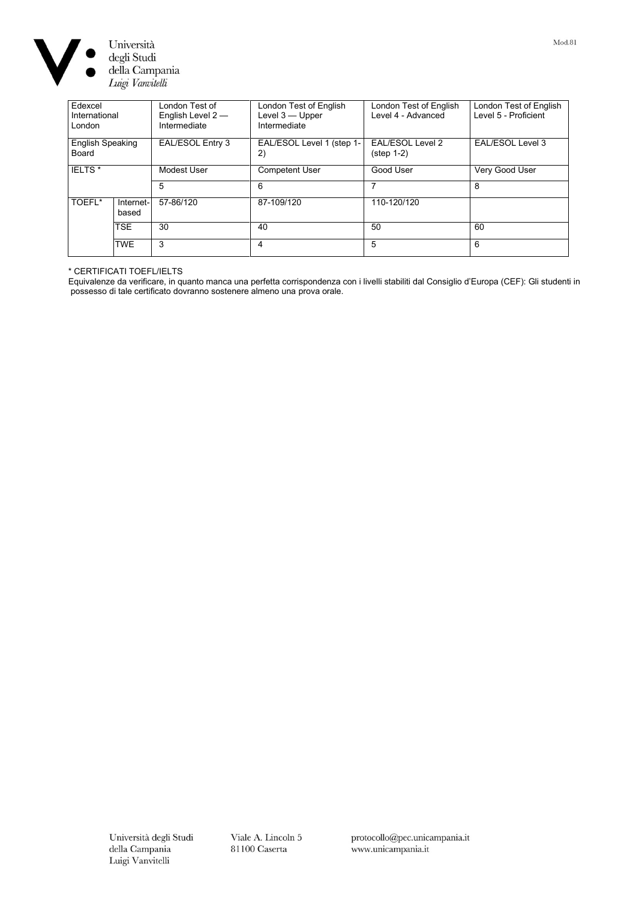| | | | | | |
|---|---|---|---|---|---|
| Edexcel International London | | London Test of English Level 2 — Intermediate | London Test of English Level 3 — Upper Intermediate | London Test of English Level 4 - Advanced | London Test of English Level 5 - Proficient |
| English Speaking Board | | EAL/ESOL Entry 3 | EAL/ESOL Level 1 (step 1-2) | EAL/ESOL Level 2 (step 1-2) | EAL/ESOL Level 3 |
| IELTS * | | Modest User | Competent User | Good User | Very Good User |
| | | 5 | 6 | 7 | 8 |
| TOEFL* | Internet-based | 57-86/120 | 87-109/120 | 110-120/120 | |
| | TSE | 30 | 40 | 50 | 60 |
| | TWE | 3 | 4 | 5 | 6 |

* CERTIFICATI TOEFL/IELTS

Equivalenze da verificare, in quanto manca una perfetta corrispondenza con i livelli stabiliti dal Consiglio d'Europa (CEF): Gli studenti in possesso di tale certificato dovranno sostenere almeno una prova orale.